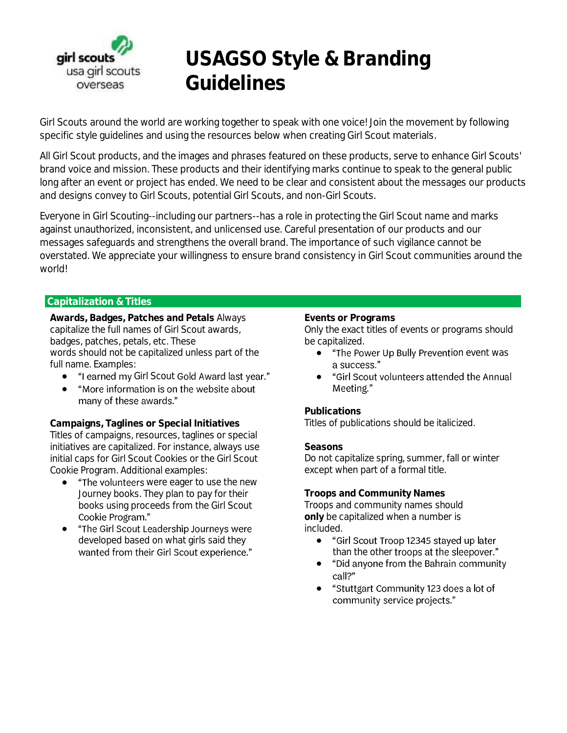# USAGSO Style & Branding Guidelines

Girl Scouts around the world are working together to speak with one voice! Join the movement by following specific style guidelines and using the resources below when creating Girl Scout materials.

All Girl Scout products, and the images and phrases featured on these products, serve to enhance Girl Scouts' brand voice and mission. These products and their identifying marks continue to speak to the general public long after an event or project has ended. We need to be clear and consistent about the messages our products and designs convey to Girl Scouts, potential Girl Scouts, and non-Girl Scouts.

Everyone in Girl Scouting--including our partners--has a role in protecting the Girl Scout name and marks against unauthorized, inconsistent, and unlicensed use. Careful presentation of our products and our messages safeguards and strengthens the overall brand. The importance of such vigilance cannot be overstated. We appreciate your willingness to ensure brand consistency in Girl Scout communities around the world!

## Capitalization & Titles

**Awards, Badges, Patches and Petals** Always capitalize the full names of Girl Scout awards, badges, patches, petals, etc. These words should not be capitalized unless part of the full name. Examples:

- "I earned my Girl Scout Gold Award last year."
- "More information is on the website about many of these awards."

**Campaigns, Taglines or Special Initiatives**
Titles of campaigns, resources, taglines or special initiatives are capitalized. For instance, always use initial caps for Girl Scout Cookies or the Girl Scout Cookie Program. Additional examples:

- "The volunteers were eager to use the new Journey books. They plan to pay for their books using proceeds from the Girl Scout Cookie Program."
- "The Girl Scout Leadership Journeys were developed based on what girls said they wanted from their Girl Scout experience."

**Events or Programs**
Only the exact titles of events or programs should be capitalized.

- "The Power Up Bully Prevention event was a success."
- "Girl Scout volunteers attended the Annual Meeting."

**Publications**
Titles of publications should be italicized.

**Seasons**
Do not capitalize spring, summer, fall or winter except when part of a formal title.

**Troops and Community Names**
Troops and community names should **only** be capitalized when a number is included.

- "Girl Scout Troop 12345 stayed up later than the other troops at the sleepover."
- "Did anyone from the Bahrain community call?"
- "Stuttgart Community 123 does a lot of community service projects."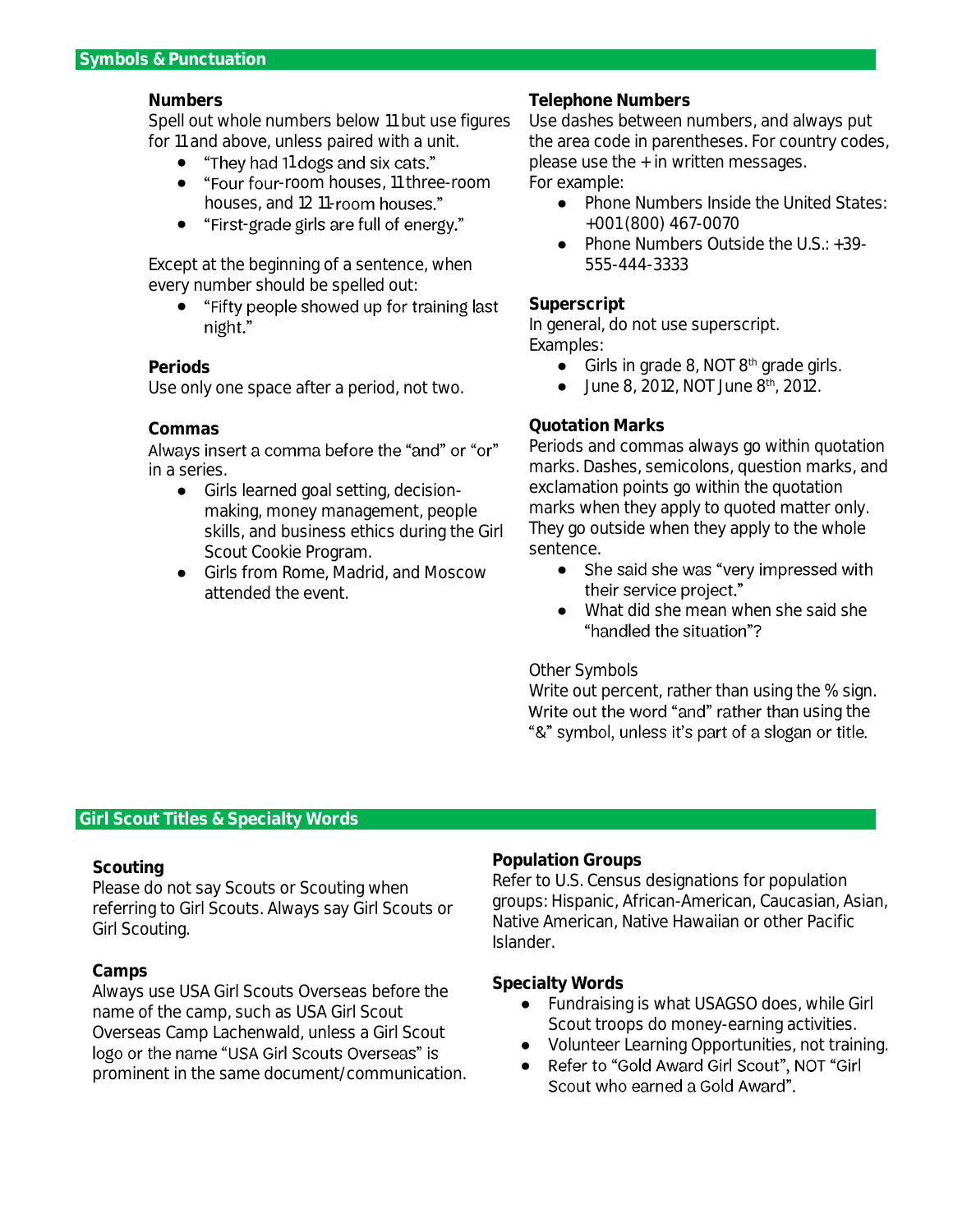## Symbols & Punctuation

### Numbers

Spell out whole numbers below 11 but use figures for 11 and above, unless paired with a unit.

- "They had 11 dogs and six cats."
- "Four four-room houses, 11 three-room houses, and 12 11-room houses."
- "First-grade girls are full of energy."

Except at the beginning of a sentence, when every number should be spelled out:

- "Fifty people showed up for training last night."

### Periods

Use only one space after a period, not two.

### Commas

Always insert a comma before the "and" or "or" in a series.

- Girls learned goal setting, decision-making, money management, people skills, and business ethics during the Girl Scout Cookie Program.
- Girls from Rome, Madrid, and Moscow attended the event.

### Telephone Numbers

Use dashes between numbers, and always put the area code in parentheses. For country codes, please use the + in written messages.
For example:

- Phone Numbers Inside the United States: +001 (800) 467-0070
- Phone Numbers Outside the U.S.: +39-555-444-3333

### Superscript

In general, do not use superscript.
Examples:

- Girls in grade 8, NOT 8$^{th}$ grade girls.
- June 8, 2012, NOT June 8$^{th}$, 2012.

### Quotation Marks

Periods and commas always go within quotation marks. Dashes, semicolons, question marks, and exclamation points go within the quotation marks when they apply to quoted matter only. They go outside when they apply to the whole sentence.

- She said she was "very impressed with their service project."
- What did she mean when she said she "handled the situation"?

Other Symbols

Write out percent, rather than using the % sign. Write out the word "and" rather than using the "&" symbol, unless it's part of a slogan or title.

## Girl Scout Titles & Specialty Words

### Scouting

Please do not say Scouts or Scouting when referring to Girl Scouts. Always say Girl Scouts or Girl Scouting.

### Camps

Always use USA Girl Scouts Overseas before the name of the camp, such as USA Girl Scout Overseas Camp Lachenwald, unless a Girl Scout logo or the name "USA Girl Scouts Overseas" is prominent in the same document/communication.

### Population Groups

Refer to U.S. Census designations for population groups: Hispanic, African-American, Caucasian, Asian, Native American, Native Hawaiian or other Pacific Islander.

### Specialty Words

- Fundraising is what USAGSO does, while Girl Scout troops do money-earning activities.
- Volunteer Learning Opportunities, not training.
- Refer to "Gold Award Girl Scout", NOT "Girl Scout who earned a Gold Award".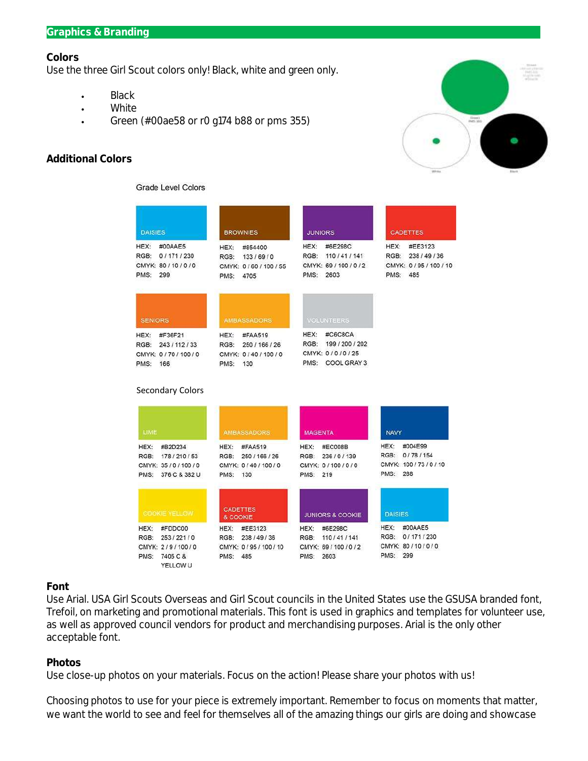## Graphics & Branding

### Colors

Use the three Girl Scout colors only! Black, white and green only.

- Black
- White
- Green (#00ae58 or r0 g174 b88 or pms 355)

### Additional Colors

Grade Level Colors

| DAISIES | BROWNIES | JUNIORS | CADETTES |
|---|---|---|---|
| HEX: #00AAE5 | HEX: #854400 | HEX: #6E298C | HEX: #EE3123 |
| RGB: 0 / 171 / 230 | RGB: 133 / 69 / 0 | RGB: 110 / 41 / 141 | RGB: 238 / 49 / 36 |
| CMYK: 80 / 10 / 0 / 0 | CMYK: 0 / 60 / 100 / 55 | CMYK: 69 / 100 / 0 / 2 | CMYK: 0 / 95 / 100 / 10 |
| PMS: 299 | PMS: 4705 | PMS: 2603 | PMS: 485 |

| SENIORS | AMBASSADORS | VOLUNTEERS |
|---|---|---|
| HEX: #F36F21 | HEX: #FAA519 | HEX: #C6C8CA |
| RGB: 243 / 112 / 33 | RGB: 250 / 166 / 26 | RGB: 199 / 200 / 202 |
| CMYK: 0 / 70 / 100 / 0 | CMYK: 0 / 40 / 100 / 0 | CMYK: 0 / 0 / 0 / 25 |
| PMS: 166 | PMS: 130 | PMS: COOL GRAY 3 |

Secondary Colors

| LIME | AMBASSADORS | MAGENTA | NAVY |
|---|---|---|---|
| HEX: #B2D234 | HEX: #FAA519 | HEX: #EC008B | HEX: #004E99 |
| RGB: 178 / 210 / 53 | RGB: 250 / 166 / 26 | RGB: 236 / 0 / 139 | RGB: 0 / 78 / 154 |
| CMYK: 35 / 0 / 100 / 0 | CMYK: 0 / 40 / 100 / 0 | CMYK: 0 / 100 / 0 / 0 | CMYK: 100 / 73 / 0 / 10 |
| PMS: 376 C & 382 U | PMS: 130 | PMS: 219 | PMS: 288 |

| COOKIE YELLOW | CADETTES & COOKIE | JUNIORS & COOKIE | DAISIES |
|---|---|---|---|
| HEX: #FDDC00 | HEX: #EE3123 | HEX: #6E298C | HEX: #00AAE5 |
| RGB: 253 / 221 / 0 | RGB: 238 / 49 / 36 | RGB: 110 / 41 / 141 | RGB: 0 / 171 / 230 |
| CMYK: 2 / 9 / 100 / 0 | CMYK: 0 / 95 / 100 / 10 | CMYK: 69 / 100 / 0 / 2 | CMYK: 80 / 10 / 0 / 0 |
| PMS: 7405 C & YELLOW U | PMS: 485 | PMS: 2603 | PMS: 299 |

### Font

Use Arial. USA Girl Scouts Overseas and Girl Scout councils in the United States use the GSUSA branded font, Trefoil, on marketing and promotional materials. This font is used in graphics and templates for volunteer use, as well as approved council vendors for product and merchandising purposes. Arial is the only other acceptable font.

### Photos

Use close-up photos on your materials. Focus on the action! Please share your photos with us!

Choosing photos to use for your piece is extremely important. Remember to focus on moments that matter, we want the world to see and feel for themselves all of the amazing things our girls are doing and showcase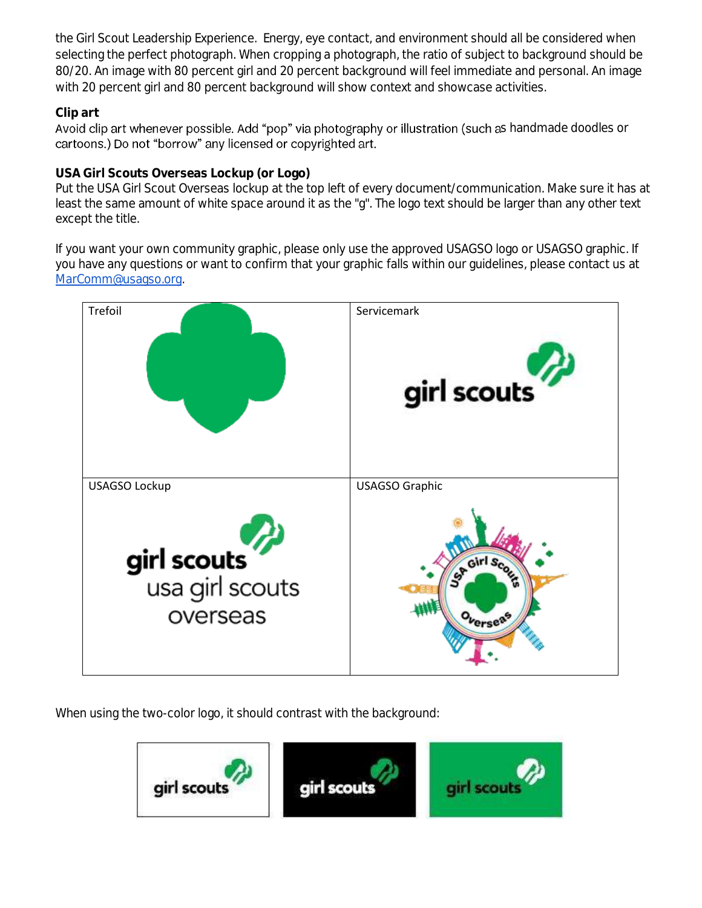the Girl Scout Leadership Experience. Energy, eye contact, and environment should all be considered when selecting the perfect photograph. When cropping a photograph, the ratio of subject to background should be 80/20. An image with 80 percent girl and 20 percent background will feel immediate and personal. An image with 20 percent girl and 80 percent background will show context and showcase activities.

**Clip art**

Avoid clip art whenever possible. Add "pop" via photography or illustration (such as handmade doodles or cartoons.) Do not "borrow" any licensed or copyrighted art.

**USA Girl Scouts Overseas Lockup (or Logo)**

Put the USA Girl Scout Overseas lockup at the top left of every document/communication. Make sure it has at least the same amount of white space around it as the "g". The logo text should be larger than any other text except the title.

If you want your own community graphic, please only use the approved USAGSO logo or USAGSO graphic. If you have any questions or want to confirm that your graphic falls within our guidelines, please contact us at MarComm@usagso.org.

| Trefoil | Servicemark |
|---|---|
| USAGSO Lockup | USAGSO Graphic |

When using the two-color logo, it should contrast with the background: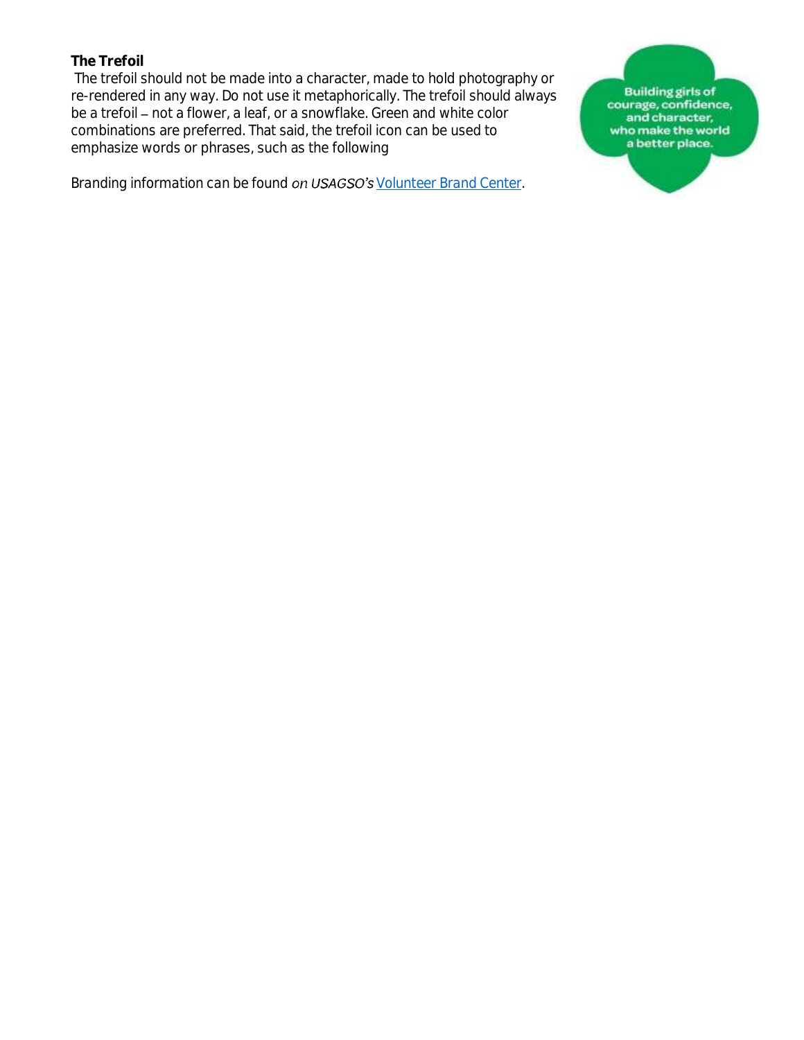**The Trefoil**

The trefoil should not be made into a character, made to hold photography or re-rendered in any way. Do not use it metaphorically. The trefoil should always be a trefoil – not a flower, a leaf, or a snowflake. Green and white color combinations are preferred. That said, the trefoil icon can be used to emphasize words or phrases, such as the following

Building girls of courage, confidence, and character, who make the world a better place.

*Branding information can be found on USAGSO's* Volunteer Brand Center.